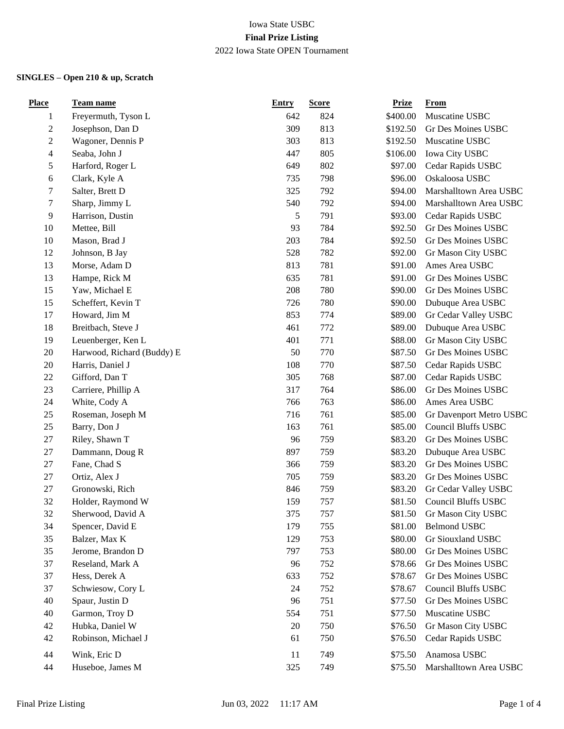Iowa State USBC

**Final Prize Listing**

2022 Iowa State OPEN Tournament

**SINGLES – Open 210 & up, Scratch**

| Place | Team name | Entry | Score | Prize | From |
|---|---|---|---|---|---|
| 1 | Freyermuth, Tyson L | 642 | 824 | $400.00 | Muscatine USBC |
| 2 | Josephson, Dan D | 309 | 813 | $192.50 | Gr Des Moines USBC |
| 2 | Wagoner, Dennis P | 303 | 813 | $192.50 | Muscatine USBC |
| 4 | Seaba, John J | 447 | 805 | $106.00 | Iowa City USBC |
| 5 | Harford, Roger L | 649 | 802 | $97.00 | Cedar Rapids USBC |
| 6 | Clark, Kyle A | 735 | 798 | $96.00 | Oskaloosa USBC |
| 7 | Salter, Brett D | 325 | 792 | $94.00 | Marshalltown Area USBC |
| 7 | Sharp, Jimmy L | 540 | 792 | $94.00 | Marshalltown Area USBC |
| 9 | Harrison, Dustin | 5 | 791 | $93.00 | Cedar Rapids USBC |
| 10 | Mettee, Bill | 93 | 784 | $92.50 | Gr Des Moines USBC |
| 10 | Mason, Brad J | 203 | 784 | $92.50 | Gr Des Moines USBC |
| 12 | Johnson, B Jay | 528 | 782 | $92.00 | Gr Mason City USBC |
| 13 | Morse, Adam D | 813 | 781 | $91.00 | Ames Area USBC |
| 13 | Hampe, Rick M | 635 | 781 | $91.00 | Gr Des Moines USBC |
| 15 | Yaw, Michael E | 208 | 780 | $90.00 | Gr Des Moines USBC |
| 15 | Scheffert, Kevin T | 726 | 780 | $90.00 | Dubuque Area USBC |
| 17 | Howard, Jim M | 853 | 774 | $89.00 | Gr Cedar Valley USBC |
| 18 | Breitbach, Steve J | 461 | 772 | $89.00 | Dubuque Area USBC |
| 19 | Leuenberger, Ken L | 401 | 771 | $88.00 | Gr Mason City USBC |
| 20 | Harwood, Richard (Buddy) E | 50 | 770 | $87.50 | Gr Des Moines USBC |
| 20 | Harris, Daniel J | 108 | 770 | $87.50 | Cedar Rapids USBC |
| 22 | Gifford, Dan T | 305 | 768 | $87.00 | Cedar Rapids USBC |
| 23 | Carriere, Phillip A | 317 | 764 | $86.00 | Gr Des Moines USBC |
| 24 | White, Cody A | 766 | 763 | $86.00 | Ames Area USBC |
| 25 | Roseman, Joseph M | 716 | 761 | $85.00 | Gr Davenport Metro USBC |
| 25 | Barry, Don J | 163 | 761 | $85.00 | Council Bluffs USBC |
| 27 | Riley, Shawn T | 96 | 759 | $83.20 | Gr Des Moines USBC |
| 27 | Dammann, Doug R | 897 | 759 | $83.20 | Dubuque Area USBC |
| 27 | Fane, Chad S | 366 | 759 | $83.20 | Gr Des Moines USBC |
| 27 | Ortiz, Alex J | 705 | 759 | $83.20 | Gr Des Moines USBC |
| 27 | Gronowski, Rich | 846 | 759 | $83.20 | Gr Cedar Valley USBC |
| 32 | Holder, Raymond W | 159 | 757 | $81.50 | Council Bluffs USBC |
| 32 | Sherwood, David A | 375 | 757 | $81.50 | Gr Mason City USBC |
| 34 | Spencer, David E | 179 | 755 | $81.00 | Belmond USBC |
| 35 | Balzer, Max K | 129 | 753 | $80.00 | Gr Siouxland USBC |
| 35 | Jerome, Brandon D | 797 | 753 | $80.00 | Gr Des Moines USBC |
| 37 | Reseland, Mark A | 96 | 752 | $78.66 | Gr Des Moines USBC |
| 37 | Hess, Derek A | 633 | 752 | $78.67 | Gr Des Moines USBC |
| 37 | Schwiesow, Cory L | 24 | 752 | $78.67 | Council Bluffs USBC |
| 40 | Spaur, Justin D | 96 | 751 | $77.50 | Gr Des Moines USBC |
| 40 | Garmon, Troy D | 554 | 751 | $77.50 | Muscatine USBC |
| 42 | Hubka, Daniel W | 20 | 750 | $76.50 | Gr Mason City USBC |
| 42 | Robinson, Michael J | 61 | 750 | $76.50 | Cedar Rapids USBC |
| 44 | Wink, Eric D | 11 | 749 | $75.50 | Anamosa USBC |
| 44 | Huseboe, James M | 325 | 749 | $75.50 | Marshalltown Area USBC |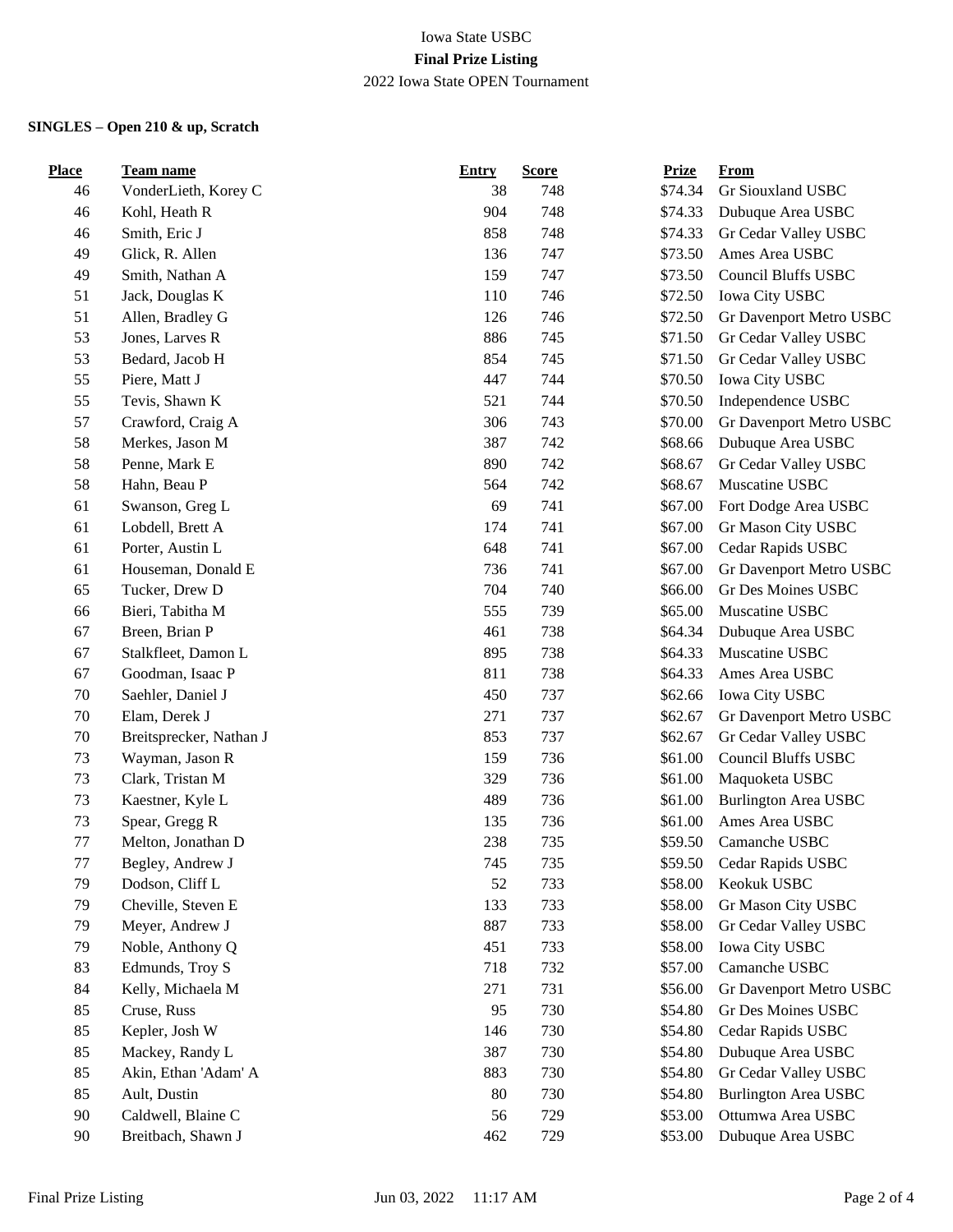Iowa State USBC

**Final Prize Listing**

2022 Iowa State OPEN Tournament

**SINGLES – Open 210 & up, Scratch**

| Place | Team name | Entry | Score | Prize | From |
|---|---|---|---|---|---|
| 46 | VonderLieth, Korey C | 38 | 748 | $74.34 | Gr Siouxland USBC |
| 46 | Kohl, Heath R | 904 | 748 | $74.33 | Dubuque Area USBC |
| 46 | Smith, Eric J | 858 | 748 | $74.33 | Gr Cedar Valley USBC |
| 49 | Glick, R. Allen | 136 | 747 | $73.50 | Ames Area USBC |
| 49 | Smith, Nathan A | 159 | 747 | $73.50 | Council Bluffs USBC |
| 51 | Jack, Douglas K | 110 | 746 | $72.50 | Iowa City USBC |
| 51 | Allen, Bradley G | 126 | 746 | $72.50 | Gr Davenport Metro USBC |
| 53 | Jones, Larves R | 886 | 745 | $71.50 | Gr Cedar Valley USBC |
| 53 | Bedard, Jacob H | 854 | 745 | $71.50 | Gr Cedar Valley USBC |
| 55 | Piere, Matt J | 447 | 744 | $70.50 | Iowa City USBC |
| 55 | Tevis, Shawn K | 521 | 744 | $70.50 | Independence USBC |
| 57 | Crawford, Craig A | 306 | 743 | $70.00 | Gr Davenport Metro USBC |
| 58 | Merkes, Jason M | 387 | 742 | $68.66 | Dubuque Area USBC |
| 58 | Penne, Mark E | 890 | 742 | $68.67 | Gr Cedar Valley USBC |
| 58 | Hahn, Beau P | 564 | 742 | $68.67 | Muscatine USBC |
| 61 | Swanson, Greg L | 69 | 741 | $67.00 | Fort Dodge Area USBC |
| 61 | Lobdell, Brett A | 174 | 741 | $67.00 | Gr Mason City USBC |
| 61 | Porter, Austin L | 648 | 741 | $67.00 | Cedar Rapids USBC |
| 61 | Houseman, Donald E | 736 | 741 | $67.00 | Gr Davenport Metro USBC |
| 65 | Tucker, Drew D | 704 | 740 | $66.00 | Gr Des Moines USBC |
| 66 | Bieri, Tabitha M | 555 | 739 | $65.00 | Muscatine USBC |
| 67 | Breen, Brian P | 461 | 738 | $64.34 | Dubuque Area USBC |
| 67 | Stalkfleet, Damon L | 895 | 738 | $64.33 | Muscatine USBC |
| 67 | Goodman, Isaac P | 811 | 738 | $64.33 | Ames Area USBC |
| 70 | Saehler, Daniel J | 450 | 737 | $62.66 | Iowa City USBC |
| 70 | Elam, Derek J | 271 | 737 | $62.67 | Gr Davenport Metro USBC |
| 70 | Breitsprecker, Nathan J | 853 | 737 | $62.67 | Gr Cedar Valley USBC |
| 73 | Wayman, Jason R | 159 | 736 | $61.00 | Council Bluffs USBC |
| 73 | Clark, Tristan M | 329 | 736 | $61.00 | Maquoketa USBC |
| 73 | Kaestner, Kyle L | 489 | 736 | $61.00 | Burlington Area USBC |
| 73 | Spear, Gregg R | 135 | 736 | $61.00 | Ames Area USBC |
| 77 | Melton, Jonathan D | 238 | 735 | $59.50 | Camanche USBC |
| 77 | Begley, Andrew J | 745 | 735 | $59.50 | Cedar Rapids USBC |
| 79 | Dodson, Cliff L | 52 | 733 | $58.00 | Keokuk USBC |
| 79 | Cheville, Steven E | 133 | 733 | $58.00 | Gr Mason City USBC |
| 79 | Meyer, Andrew J | 887 | 733 | $58.00 | Gr Cedar Valley USBC |
| 79 | Noble, Anthony Q | 451 | 733 | $58.00 | Iowa City USBC |
| 83 | Edmunds, Troy S | 718 | 732 | $57.00 | Camanche USBC |
| 84 | Kelly, Michaela M | 271 | 731 | $56.00 | Gr Davenport Metro USBC |
| 85 | Cruse, Russ | 95 | 730 | $54.80 | Gr Des Moines USBC |
| 85 | Kepler, Josh W | 146 | 730 | $54.80 | Cedar Rapids USBC |
| 85 | Mackey, Randy L | 387 | 730 | $54.80 | Dubuque Area USBC |
| 85 | Akin, Ethan 'Adam' A | 883 | 730 | $54.80 | Gr Cedar Valley USBC |
| 85 | Ault, Dustin | 80 | 730 | $54.80 | Burlington Area USBC |
| 90 | Caldwell, Blaine C | 56 | 729 | $53.00 | Ottumwa Area USBC |
| 90 | Breitbach, Shawn J | 462 | 729 | $53.00 | Dubuque Area USBC |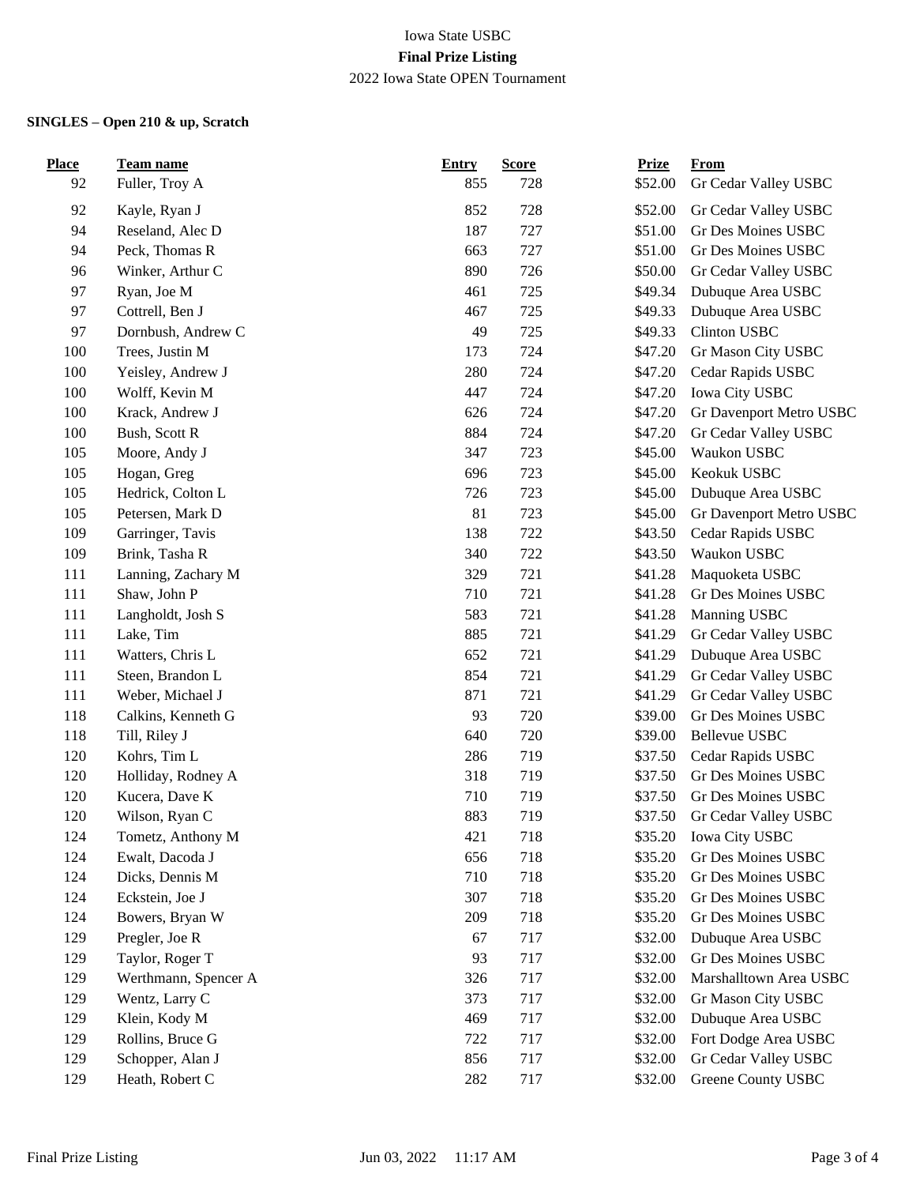Iowa State USBC

**Final Prize Listing**

2022 Iowa State OPEN Tournament

**SINGLES – Open 210 & up, Scratch**

| Place | Team name | Entry | Score | Prize | From |
|---|---|---|---|---|---|
| 92 | Fuller, Troy A | 855 | 728 | $52.00 | Gr Cedar Valley USBC |
| 92 | Kayle, Ryan J | 852 | 728 | $52.00 | Gr Cedar Valley USBC |
| 94 | Reseland, Alec D | 187 | 727 | $51.00 | Gr Des Moines USBC |
| 94 | Peck, Thomas R | 663 | 727 | $51.00 | Gr Des Moines USBC |
| 96 | Winker, Arthur C | 890 | 726 | $50.00 | Gr Cedar Valley USBC |
| 97 | Ryan, Joe M | 461 | 725 | $49.34 | Dubuque Area USBC |
| 97 | Cottrell, Ben J | 467 | 725 | $49.33 | Dubuque Area USBC |
| 97 | Dornbush, Andrew C | 49 | 725 | $49.33 | Clinton USBC |
| 100 | Trees, Justin M | 173 | 724 | $47.20 | Gr Mason City USBC |
| 100 | Yeisley, Andrew J | 280 | 724 | $47.20 | Cedar Rapids USBC |
| 100 | Wolff, Kevin M | 447 | 724 | $47.20 | Iowa City USBC |
| 100 | Krack, Andrew J | 626 | 724 | $47.20 | Gr Davenport Metro USBC |
| 100 | Bush, Scott R | 884 | 724 | $47.20 | Gr Cedar Valley USBC |
| 105 | Moore, Andy J | 347 | 723 | $45.00 | Waukon USBC |
| 105 | Hogan, Greg | 696 | 723 | $45.00 | Keokuk USBC |
| 105 | Hedrick, Colton L | 726 | 723 | $45.00 | Dubuque Area USBC |
| 105 | Petersen, Mark D | 81 | 723 | $45.00 | Gr Davenport Metro USBC |
| 109 | Garringer, Tavis | 138 | 722 | $43.50 | Cedar Rapids USBC |
| 109 | Brink, Tasha R | 340 | 722 | $43.50 | Waukon USBC |
| 111 | Lanning, Zachary M | 329 | 721 | $41.28 | Maquoketa USBC |
| 111 | Shaw, John P | 710 | 721 | $41.28 | Gr Des Moines USBC |
| 111 | Langholdt, Josh S | 583 | 721 | $41.28 | Manning USBC |
| 111 | Lake, Tim | 885 | 721 | $41.29 | Gr Cedar Valley USBC |
| 111 | Watters, Chris L | 652 | 721 | $41.29 | Dubuque Area USBC |
| 111 | Steen, Brandon L | 854 | 721 | $41.29 | Gr Cedar Valley USBC |
| 111 | Weber, Michael J | 871 | 721 | $41.29 | Gr Cedar Valley USBC |
| 118 | Calkins, Kenneth G | 93 | 720 | $39.00 | Gr Des Moines USBC |
| 118 | Till, Riley J | 640 | 720 | $39.00 | Bellevue USBC |
| 120 | Kohrs, Tim L | 286 | 719 | $37.50 | Cedar Rapids USBC |
| 120 | Holliday, Rodney A | 318 | 719 | $37.50 | Gr Des Moines USBC |
| 120 | Kucera, Dave K | 710 | 719 | $37.50 | Gr Des Moines USBC |
| 120 | Wilson, Ryan C | 883 | 719 | $37.50 | Gr Cedar Valley USBC |
| 124 | Tometz, Anthony M | 421 | 718 | $35.20 | Iowa City USBC |
| 124 | Ewalt, Dacoda J | 656 | 718 | $35.20 | Gr Des Moines USBC |
| 124 | Dicks, Dennis M | 710 | 718 | $35.20 | Gr Des Moines USBC |
| 124 | Eckstein, Joe J | 307 | 718 | $35.20 | Gr Des Moines USBC |
| 124 | Bowers, Bryan W | 209 | 718 | $35.20 | Gr Des Moines USBC |
| 129 | Pregler, Joe R | 67 | 717 | $32.00 | Dubuque Area USBC |
| 129 | Taylor, Roger T | 93 | 717 | $32.00 | Gr Des Moines USBC |
| 129 | Werthmann, Spencer A | 326 | 717 | $32.00 | Marshalltown Area USBC |
| 129 | Wentz, Larry C | 373 | 717 | $32.00 | Gr Mason City USBC |
| 129 | Klein, Kody M | 469 | 717 | $32.00 | Dubuque Area USBC |
| 129 | Rollins, Bruce G | 722 | 717 | $32.00 | Fort Dodge Area USBC |
| 129 | Schopper, Alan J | 856 | 717 | $32.00 | Gr Cedar Valley USBC |
| 129 | Heath, Robert C | 282 | 717 | $32.00 | Greene County USBC |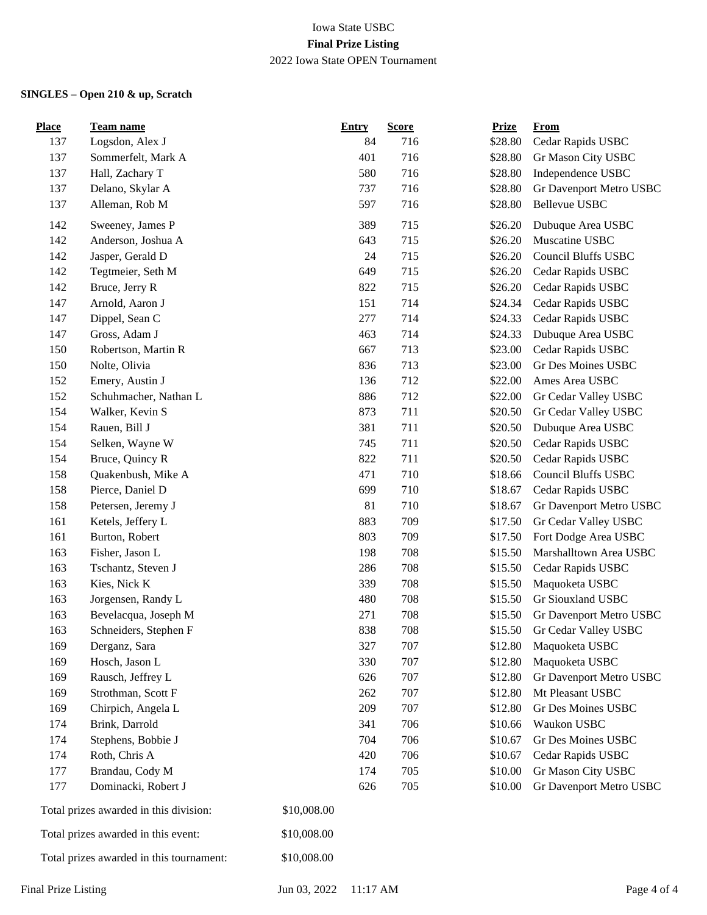Iowa State USBC

**Final Prize Listing**

2022 Iowa State OPEN Tournament

**SINGLES – Open 210 & up, Scratch**

| Place | Team name | Entry | Score | Prize | From |
|---|---|---|---|---|---|
| 137 | Logsdon, Alex J | 84 | 716 | $28.80 | Cedar Rapids USBC |
| 137 | Sommerfelt, Mark A | 401 | 716 | $28.80 | Gr Mason City USBC |
| 137 | Hall, Zachary T | 580 | 716 | $28.80 | Independence USBC |
| 137 | Delano, Skylar A | 737 | 716 | $28.80 | Gr Davenport Metro USBC |
| 137 | Alleman, Rob M | 597 | 716 | $28.80 | Bellevue USBC |
| 142 | Sweeney, James P | 389 | 715 | $26.20 | Dubuque Area USBC |
| 142 | Anderson, Joshua A | 643 | 715 | $26.20 | Muscatine USBC |
| 142 | Jasper, Gerald D | 24 | 715 | $26.20 | Council Bluffs USBC |
| 142 | Tegtmeier, Seth M | 649 | 715 | $26.20 | Cedar Rapids USBC |
| 142 | Bruce, Jerry R | 822 | 715 | $26.20 | Cedar Rapids USBC |
| 147 | Arnold, Aaron J | 151 | 714 | $24.34 | Cedar Rapids USBC |
| 147 | Dippel, Sean C | 277 | 714 | $24.33 | Cedar Rapids USBC |
| 147 | Gross, Adam J | 463 | 714 | $24.33 | Dubuque Area USBC |
| 150 | Robertson, Martin R | 667 | 713 | $23.00 | Cedar Rapids USBC |
| 150 | Nolte, Olivia | 836 | 713 | $23.00 | Gr Des Moines USBC |
| 152 | Emery, Austin J | 136 | 712 | $22.00 | Ames Area USBC |
| 152 | Schuhmacher, Nathan L | 886 | 712 | $22.00 | Gr Cedar Valley USBC |
| 154 | Walker, Kevin S | 873 | 711 | $20.50 | Gr Cedar Valley USBC |
| 154 | Rauen, Bill J | 381 | 711 | $20.50 | Dubuque Area USBC |
| 154 | Selken, Wayne W | 745 | 711 | $20.50 | Cedar Rapids USBC |
| 154 | Bruce, Quincy R | 822 | 711 | $20.50 | Cedar Rapids USBC |
| 158 | Quakenbush, Mike A | 471 | 710 | $18.66 | Council Bluffs USBC |
| 158 | Pierce, Daniel D | 699 | 710 | $18.67 | Cedar Rapids USBC |
| 158 | Petersen, Jeremy J | 81 | 710 | $18.67 | Gr Davenport Metro USBC |
| 161 | Ketels, Jeffery L | 883 | 709 | $17.50 | Gr Cedar Valley USBC |
| 161 | Burton, Robert | 803 | 709 | $17.50 | Fort Dodge Area USBC |
| 163 | Fisher, Jason L | 198 | 708 | $15.50 | Marshalltown Area USBC |
| 163 | Tschantz, Steven J | 286 | 708 | $15.50 | Cedar Rapids USBC |
| 163 | Kies, Nick K | 339 | 708 | $15.50 | Maquoketa USBC |
| 163 | Jorgensen, Randy L | 480 | 708 | $15.50 | Gr Siouxland USBC |
| 163 | Bevelacqua, Joseph M | 271 | 708 | $15.50 | Gr Davenport Metro USBC |
| 163 | Schneiders, Stephen F | 838 | 708 | $15.50 | Gr Cedar Valley USBC |
| 169 | Derganz, Sara | 327 | 707 | $12.80 | Maquoketa USBC |
| 169 | Hosch, Jason L | 330 | 707 | $12.80 | Maquoketa USBC |
| 169 | Rausch, Jeffrey L | 626 | 707 | $12.80 | Gr Davenport Metro USBC |
| 169 | Strothman, Scott F | 262 | 707 | $12.80 | Mt Pleasant USBC |
| 169 | Chirpich, Angela L | 209 | 707 | $12.80 | Gr Des Moines USBC |
| 174 | Brink, Darrold | 341 | 706 | $10.66 | Waukon USBC |
| 174 | Stephens, Bobbie J | 704 | 706 | $10.67 | Gr Des Moines USBC |
| 174 | Roth, Chris A | 420 | 706 | $10.67 | Cedar Rapids USBC |
| 177 | Brandau, Cody M | 174 | 705 | $10.00 | Gr Mason City USBC |
| 177 | Dominacki, Robert J | 626 | 705 | $10.00 | Gr Davenport Metro USBC |

| | |
|---|---|
| Total prizes awarded in this division: | $10,008.00 |
| Total prizes awarded in this event: | $10,008.00 |
| Total prizes awarded in this tournament: | $10,008.00 |

Final Prize Listing Jun 03, 2022 11:17 AM